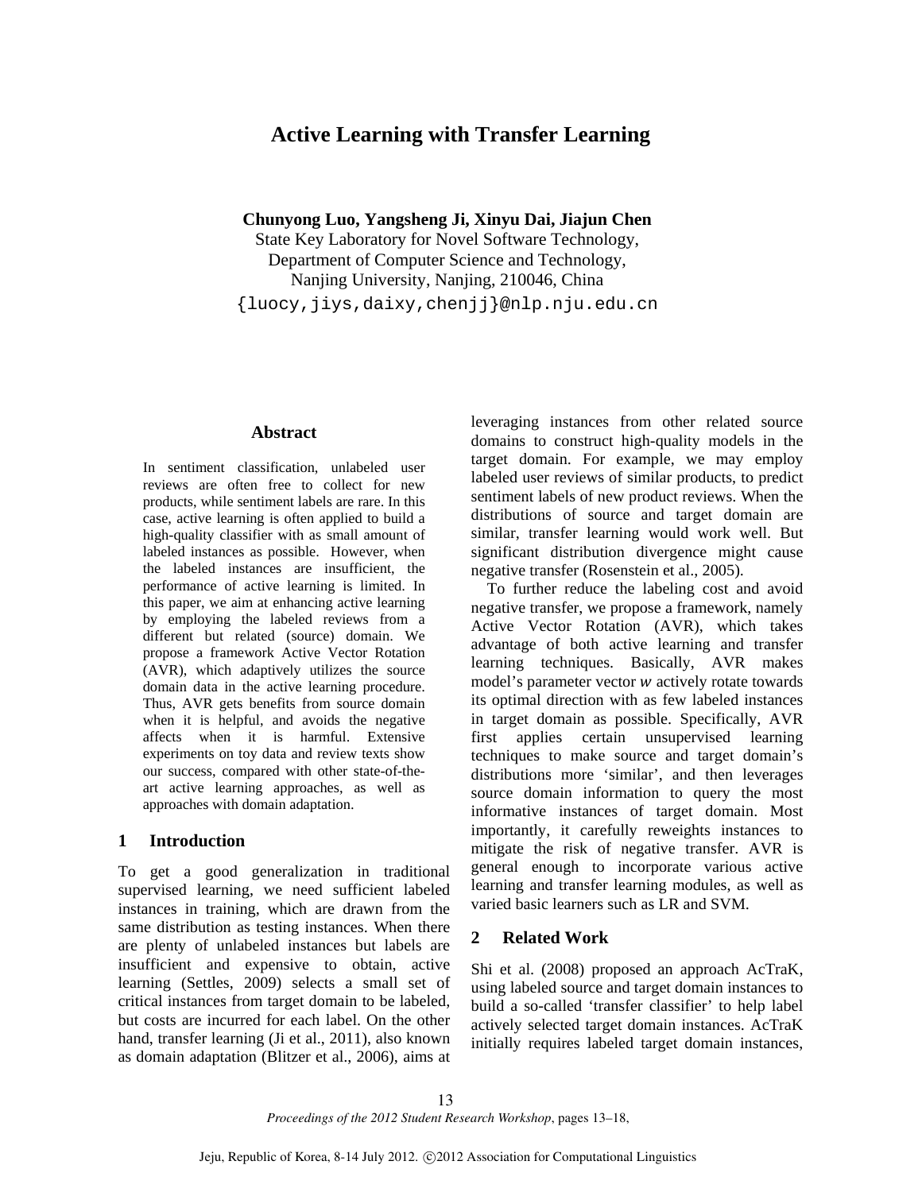# Active Learning with Transfer Learning

**Chunyong Luo, Yangsheng Ji, Xinyu Dai, Jiajun Chen**

State Key Laboratory for Novel Software Technology,
Department of Computer Science and Technology,
Nanjing University, Nanjing, 210046, China
{luocy,jiys,daixy,chenjj}@nlp.nju.edu.cn

## Abstract

In sentiment classification, unlabeled user reviews are often free to collect for new products, while sentiment labels are rare. In this case, active learning is often applied to build a high-quality classifier with as small amount of labeled instances as possible. However, when the labeled instances are insufficient, the performance of active learning is limited. In this paper, we aim at enhancing active learning by employing the labeled reviews from a different but related (source) domain. We propose a framework Active Vector Rotation (AVR), which adaptively utilizes the source domain data in the active learning procedure. Thus, AVR gets benefits from source domain when it is helpful, and avoids the negative affects when it is harmful. Extensive experiments on toy data and review texts show our success, compared with other state-of-the-art active learning approaches, as well as approaches with domain adaptation.

## 1 Introduction

To get a good generalization in traditional supervised learning, we need sufficient labeled instances in training, which are drawn from the same distribution as testing instances. When there are plenty of unlabeled instances but labels are insufficient and expensive to obtain, active learning (Settles, 2009) selects a small set of critical instances from target domain to be labeled, but costs are incurred for each label. On the other hand, transfer learning (Ji et al., 2011), also known as domain adaptation (Blitzer et al., 2006), aims at leveraging instances from other related source domains to construct high-quality models in the target domain. For example, we may employ labeled user reviews of similar products, to predict sentiment labels of new product reviews. When the distributions of source and target domain are similar, transfer learning would work well. But significant distribution divergence might cause negative transfer (Rosenstein et al., 2005).

To further reduce the labeling cost and avoid negative transfer, we propose a framework, namely Active Vector Rotation (AVR), which takes advantage of both active learning and transfer learning techniques. Basically, AVR makes model's parameter vector $w$ actively rotate towards its optimal direction with as few labeled instances in target domain as possible. Specifically, AVR first applies certain unsupervised learning techniques to make source and target domain's distributions more 'similar', and then leverages source domain information to query the most informative instances of target domain. Most importantly, it carefully reweights instances to mitigate the risk of negative transfer. AVR is general enough to incorporate various active learning and transfer learning modules, as well as varied basic learners such as LR and SVM.

## 2 Related Work

Shi et al. (2008) proposed an approach AcTraK, using labeled source and target domain instances to build a so-called 'transfer classifier' to help label actively selected target domain instances. AcTraK initially requires labeled target domain instances,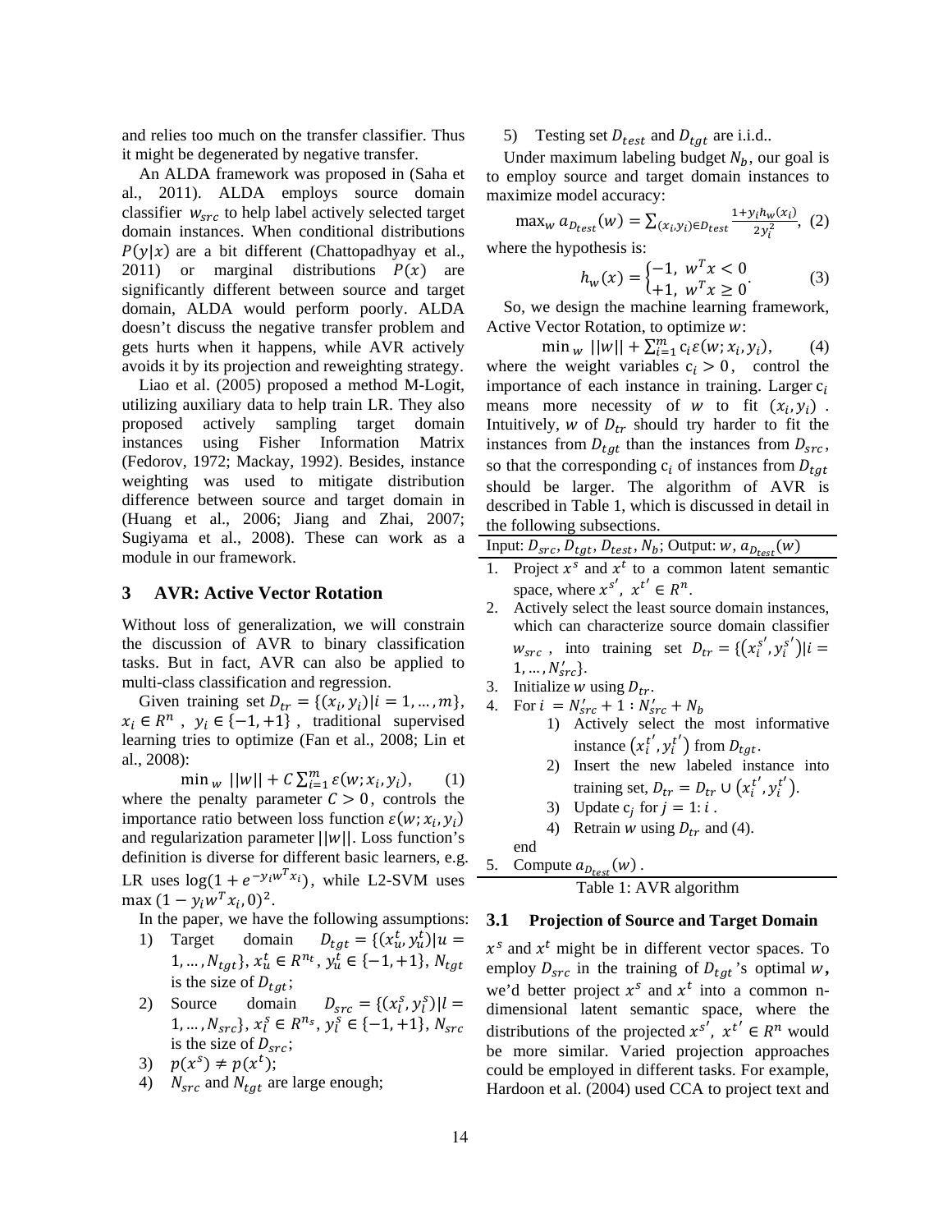and relies too much on the transfer classifier. Thus it might be degenerated by negative transfer.

An ALDA framework was proposed in (Saha et al., 2011). ALDA employs source domain classifier $w_{src}$ to help label actively selected target domain instances. When conditional distributions $P(y|x)$ are a bit different (Chattopadhyay et al., 2011) or marginal distributions $P(x)$ are significantly different between source and target domain, ALDA would perform poorly. ALDA doesn't discuss the negative transfer problem and gets hurts when it happens, while AVR actively avoids it by its projection and reweighting strategy.

Liao et al. (2005) proposed a method M-Logit, utilizing auxiliary data to help train LR. They also proposed actively sampling target domain instances using Fisher Information Matrix (Fedorov, 1972; Mackay, 1992). Besides, instance weighting was used to mitigate distribution difference between source and target domain in (Huang et al., 2006; Jiang and Zhai, 2007; Sugiyama et al., 2008). These can work as a module in our framework.

## 3 AVR: Active Vector Rotation

Without loss of generalization, we will constrain the discussion of AVR to binary classification tasks. But in fact, AVR can also be applied to multi-class classification and regression.

Given training set $D_{tr} = \{(x_i, y_i)|i = 1, \ldots, m\}$, $x_i \in R^n$, $y_i \in \{-1, +1\}$, traditional supervised learning tries to optimize (Fan et al., 2008; Lin et al., 2008):

$$\min_w ||w|| + C \sum_{i=1}^{m} \varepsilon(w; x_i, y_i), \qquad (1)$$

where the penalty parameter $C > 0$, controls the importance ratio between loss function $\varepsilon(w; x_i, y_i)$ and regularization parameter $||w||$. Loss function's definition is diverse for different basic learners, e.g. LR uses $\log(1 + e^{-y_i w^T x_i})$, while L2-SVM uses $\max(1 - y_i w^T x_i, 0)^2$.

In the paper, we have the following assumptions:

1) Target domain $D_{tgt} = \{(x_u^t, y_u^t)|u = 1, \ldots, N_{tgt}\}$, $x_u^t \in R^{n_t}$, $y_u^t \in \{-1, +1\}$, $N_{tgt}$ is the size of $D_{tgt}$;
2) Source domain $D_{src} = \{(x_l^s, y_l^s)|l = 1, \ldots, N_{src}\}$, $x_l^s \in R^{n_s}$, $y_l^s \in \{-1, +1\}$, $N_{src}$ is the size of $D_{src}$;
3) $p(x^s) \neq p(x^t)$;
4) $N_{src}$ and $N_{tgt}$ are large enough;
5) Testing set $D_{test}$ and $D_{tgt}$ are i.i.d..

Under maximum labeling budget $N_b$, our goal is to employ source and target domain instances to maximize model accuracy:

$$\max_w a_{D_{test}}(w) = \sum_{(x_i, y_i) \in D_{test}} \frac{1 + y_i h_w(x_i)}{2 y_i^2}, \qquad (2)$$

where the hypothesis is:

$$h_w(x) = \begin{cases} -1, & w^T x < 0 \\ +1, & w^T x \geq 0 \end{cases}. \qquad (3)$$

So, we design the machine learning framework, Active Vector Rotation, to optimize $w$:

$$\min_w ||w|| + \sum_{i=1}^{m} c_i \varepsilon(w; x_i, y_i), \qquad (4)$$

where the weight variables $c_i > 0$, control the importance of each instance in training. Larger $c_i$ means more necessity of $w$ to fit $(x_i, y_i)$. Intuitively, $w$ of $D_{tr}$ should try harder to fit the instances from $D_{tgt}$ than the instances from $D_{src}$, so that the corresponding $c_i$ of instances from $D_{tgt}$ should be larger. The algorithm of AVR is described in Table 1, which is discussed in detail in the following subsections.

Input: $D_{src}, D_{tgt}, D_{test}, N_b$; Output: $w$, $a_{D_{test}}(w)$

1. Project $x^s$ and $x^t$ to a common latent semantic space, where $x^{s'}, x^{t'} \in R^n$.
2. Actively select the least source domain instances, which can characterize source domain classifier $w_{src}$, into training set $D_{tr} = \{(x_i^{s'}, y_i^{s'})|i = 1, \ldots, N'_{src}\}$.
3. Initialize $w$ using $D_{tr}$.
4. For $i = N'_{src} + 1 : N'_{src} + N_b$
   1) Actively select the most informative instance $(x_i^{t'}, y_i^{t'})$ from $D_{tgt}$.
   2) Insert the new labeled instance into training set, $D_{tr} = D_{tr} \cup (x_i^{t'}, y_i^{t'})$.
   3) Update $c_j$ for $j = 1 : i$.
   4) Retrain $w$ using $D_{tr}$ and (4).

   end
5. Compute $a_{D_{test}}(w)$.

Table 1: AVR algorithm

### 3.1 Projection of Source and Target Domain

$x^s$ and $x^t$ might be in different vector spaces. To employ $D_{src}$ in the training of $D_{tgt}$'s optimal $w$, we'd better project $x^s$ and $x^t$ into a common n-dimensional latent semantic space, where the distributions of the projected $x^{s'}, x^{t'} \in R^n$ would be more similar. Varied projection approaches could be employed in different tasks. For example, Hardoon et al. (2004) used CCA to project text and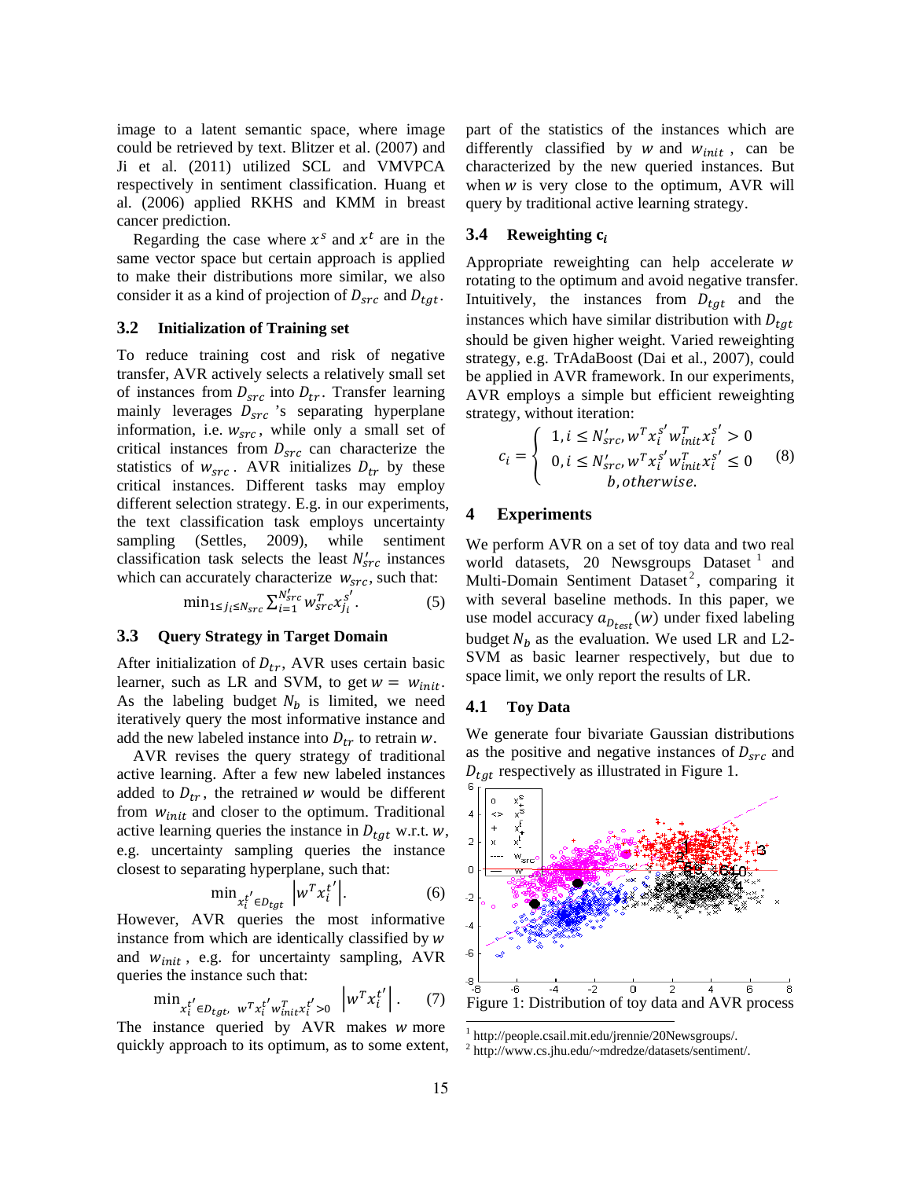image to a latent semantic space, where image could be retrieved by text. Blitzer et al. (2007) and Ji et al. (2011) utilized SCL and VMVPCA respectively in sentiment classification. Huang et al. (2006) applied RKHS and KMM in breast cancer prediction.

Regarding the case where $x^s$ and $x^t$ are in the same vector space but certain approach is applied to make their distributions more similar, we also consider it as a kind of projection of $D_{src}$ and $D_{tgt}$.

### 3.2 Initialization of Training set

To reduce training cost and risk of negative transfer, AVR actively selects a relatively small set of instances from $D_{src}$ into $D_{tr}$. Transfer learning mainly leverages $D_{src}$'s separating hyperplane information, i.e. $w_{src}$, while only a small set of critical instances from $D_{src}$ can characterize the statistics of $w_{src}$. AVR initializes $D_{tr}$ by these critical instances. Different tasks may employ different selection strategy. E.g. in our experiments, the text classification task employs uncertainty sampling (Settles, 2009), while sentiment classification task selects the least $N'_{src}$ instances which can accurately characterize $w_{src}$, such that:

$$\min_{1\le j_i \le N_{src}} \sum_{i=1}^{N'_{src}} w_{src}^T x_{j_i}^{s'}. \quad (5)$$

### 3.3 Query Strategy in Target Domain

After initialization of $D_{tr}$, AVR uses certain basic learner, such as LR and SVM, to get $w = w_{init}$. As the labeling budget $N_b$ is limited, we need iteratively query the most informative instance and add the new labeled instance into $D_{tr}$ to retrain $w$.

AVR revises the query strategy of traditional active learning. After a few new labeled instances added to $D_{tr}$, the retrained $w$ would be different from $w_{init}$ and closer to the optimum. Traditional active learning queries the instance in $D_{tgt}$ w.r.t. $w$, e.g. uncertainty sampling queries the instance closest to separating hyperplane, such that:

$$\min_{x_i^{t'} \in D_{tgt}} \left| w^T x_i^{t'} \right|. \quad (6)$$

However, AVR queries the most informative instance from which are identically classified by $w$ and $w_{init}$, e.g. for uncertainty sampling, AVR queries the instance such that:

$$\min_{x_i^{t'} \in D_{tgt},\ w^T x_i^{t'} w_{init}^T x_i^{t'} > 0} \left| w^T x_i^{t'} \right|. \quad (7)$$

The instance queried by AVR makes $w$ more quickly approach to its optimum, as to some extent, part of the statistics of the instances which are differently classified by $w$ and $w_{init}$, can be characterized by the new queried instances. But when $w$ is very close to the optimum, AVR will query by traditional active learning strategy.

### 3.4 Reweighting $c_i$

Appropriate reweighting can help accelerate $w$ rotating to the optimum and avoid negative transfer. Intuitively, the instances from $D_{tgt}$ and the instances which have similar distribution with $D_{tgt}$ should be given higher weight. Varied reweighting strategy, e.g. TrAdaBoost (Dai et al., 2007), could be applied in AVR framework. In our experiments, AVR employs a simple but efficient reweighting strategy, without iteration:

$$c_i = \begin{cases} 1, i \le N'_{src}, w^T x_i^{s'} w_{init}^T x_i^{s'} > 0 \\ 0, i \le N'_{src}, w^T x_i^{s'} w_{init}^T x_i^{s'} \le 0 \\ b, otherwise. \end{cases} \quad (8)$$

## 4 Experiments

We perform AVR on a set of toy data and two real world datasets, 20 Newsgroups Dataset [1] and Multi-Domain Sentiment Dataset [2], comparing it with several baseline methods. In this paper, we use model accuracy $a_{D_{test}}(w)$ under fixed labeling budget $N_b$ as the evaluation. We used LR and L2-SVM as basic learner respectively, but due to space limit, we only report the results of LR.

### 4.1 Toy Data

We generate four bivariate Gaussian distributions as the positive and negative instances of $D_{src}$ and $D_{tgt}$ respectively as illustrated in Figure 1.

Figure 1: Distribution of toy data and AVR process

[1] http://people.csail.mit.edu/jrennie/20Newsgroups/.

[2] http://www.cs.jhu.edu/~mdredze/datasets/sentiment/.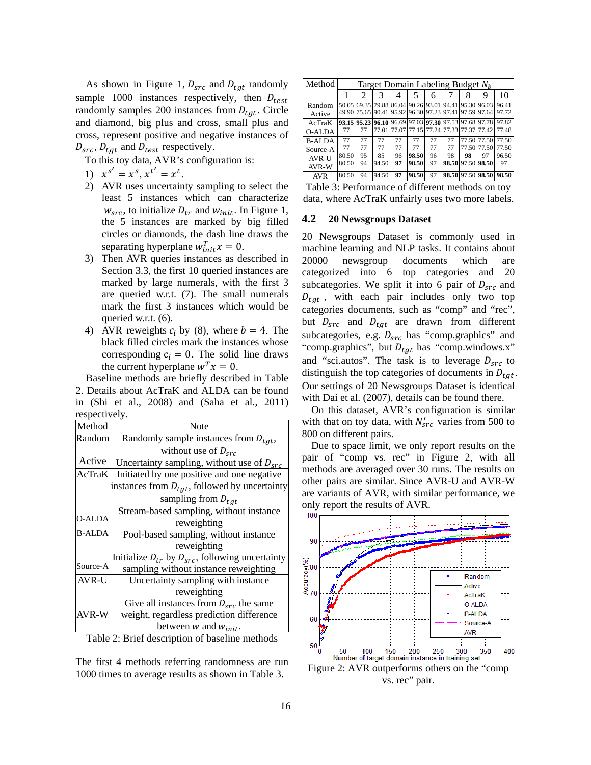As shown in Figure 1, $D_{src}$ and $D_{tgt}$ randomly sample 1000 instances respectively, then $D_{test}$ randomly samples 200 instances from $D_{tgt}$. Circle and diamond, big plus and cross, small plus and cross, represent positive and negative instances of $D_{src}$, $D_{tgt}$ and $D_{test}$ respectively.

To this toy data, AVR's configuration is:

1) $x^{s'} = x^s, x^{t'} = x^t$.
2) AVR uses uncertainty sampling to select the least 5 instances which can characterize $w_{src}$, to initialize $D_{tr}$ and $w_{init}$. In Figure 1, the 5 instances are marked by big filled circles or diamonds, the dash line draws the separating hyperplane $w_{init}^T x = 0$.
3) Then AVR queries instances as described in Section 3.3, the first 10 queried instances are marked by large numerals, with the first 3 are queried w.r.t. (7). The small numerals mark the first 3 instances which would be queried w.r.t. (6).
4) AVR reweights $c_i$ by (8), where $b = 4$. The black filled circles mark the instances whose corresponding $c_i = 0$. The solid line draws the current hyperplane $w^T x = 0$.

Baseline methods are briefly described in Table 2. Details about AcTraK and ALDA can be found in (Shi et al., 2008) and (Saha et al., 2011) respectively.

| Method | Note |
|---|---|
| Random | Randomly sample instances from $D_{tgt}$, without use of $D_{src}$ |
| Active | Uncertainty sampling, without use of $D_{src}$ |
| AcTraK | Initiated by one positive and one negative instances from $D_{tgt}$, followed by uncertainty sampling from $D_{tgt}$ |
| O-ALDA | Stream-based sampling, without instance reweighting |
| B-ALDA | Pool-based sampling, without instance reweighting |
| Source-A | Initialize $D_{tr}$ by $D_{src}$, following uncertainty sampling without instance reweighting |
| AVR-U | Uncertainty sampling with instance reweighting |
| AVR-W | Give all instances from $D_{src}$ the same weight, regardless prediction difference between $w$ and $w_{init}$. |

Table 2: Brief description of baseline methods

The first 4 methods referring randomness are run 1000 times to average results as shown in Table 3.

| Method | Target Domain Labeling Budget $N_b$ | | | | | | | | | |
|---|---|---|---|---|---|---|---|---|---|---|
| | 1 | 2 | 3 | 4 | 5 | 6 | 7 | 8 | 9 | 10 |
| Random | 50.05 | 69.35 | 79.88 | 86.04 | 90.26 | 93.01 | 94.41 | 95.30 | 96.03 | 96.41 |
| Active | 49.90 | 75.65 | 90.41 | 95.92 | 96.30 | 97.23 | 97.41 | 97.59 | 97.64 | 97.72 |
| AcTraK | **93.15** | **95.23** | **96.10** | 96.69 | 97.03 | **97.30** | 97.53 | 97.68 | 97.78 | 97.82 |
| O-ALDA | 77 | 77 | 77.01 | 77.07 | 77.15 | 77.24 | 77.33 | 77.37 | 77.42 | 77.48 |
| B-ALDA | 77 | 77 | 77 | 77 | 77 | 77 | 77 | 77.50 | 77.50 | 77.50 |
| Source-A | 77 | 77 | 77 | 77 | 77 | 77 | 77 | 77.50 | 77.50 | 77.50 |
| AVR-U | 80.50 | 95 | 85 | 96 | **98.50** | 96 | 98 | **98** | 97 | 96.50 |
| AVR-W | 80.50 | 94 | 94.50 | **97** | **98.50** | 97 | **98.50** | 97.50 | **98.50** | 97 |
| AVR | 80.50 | 94 | 94.50 | **97** | **98.50** | 97 | **98.50** | 97.50 | **98.50** | **98.50** |

Table 3: Performance of different methods on toy data, where AcTraK unfairly uses two more labels.

### 4.2 20 Newsgroups Dataset

20 Newsgroups Dataset is commonly used in machine learning and NLP tasks. It contains about 20000 newsgroup documents which are categorized into 6 top categories and 20 subcategories. We split it into 6 pair of $D_{src}$ and $D_{tgt}$, with each pair includes only two top categories documents, such as "comp" and "rec", but $D_{src}$ and $D_{tgt}$ are drawn from different subcategories, e.g. $D_{src}$ has "comp.graphics" and "comp.graphics", but $D_{tgt}$ has "comp.windows.x" and "sci.autos". The task is to leverage $D_{src}$ to distinguish the top categories of documents in $D_{tgt}$. Our settings of 20 Newsgroups Dataset is identical with Dai et al. (2007), details can be found there.

On this dataset, AVR's configuration is similar with that on toy data, with $N'_{src}$ varies from 500 to 800 on different pairs.

Due to space limit, we only report results on the pair of "comp vs. rec" in Figure 2, with all methods are averaged over 30 runs. The results on other pairs are similar. Since AVR-U and AVR-W are variants of AVR, with similar performance, we only report the results of AVR.

Figure 2: AVR outperforms others on the "comp vs. rec" pair.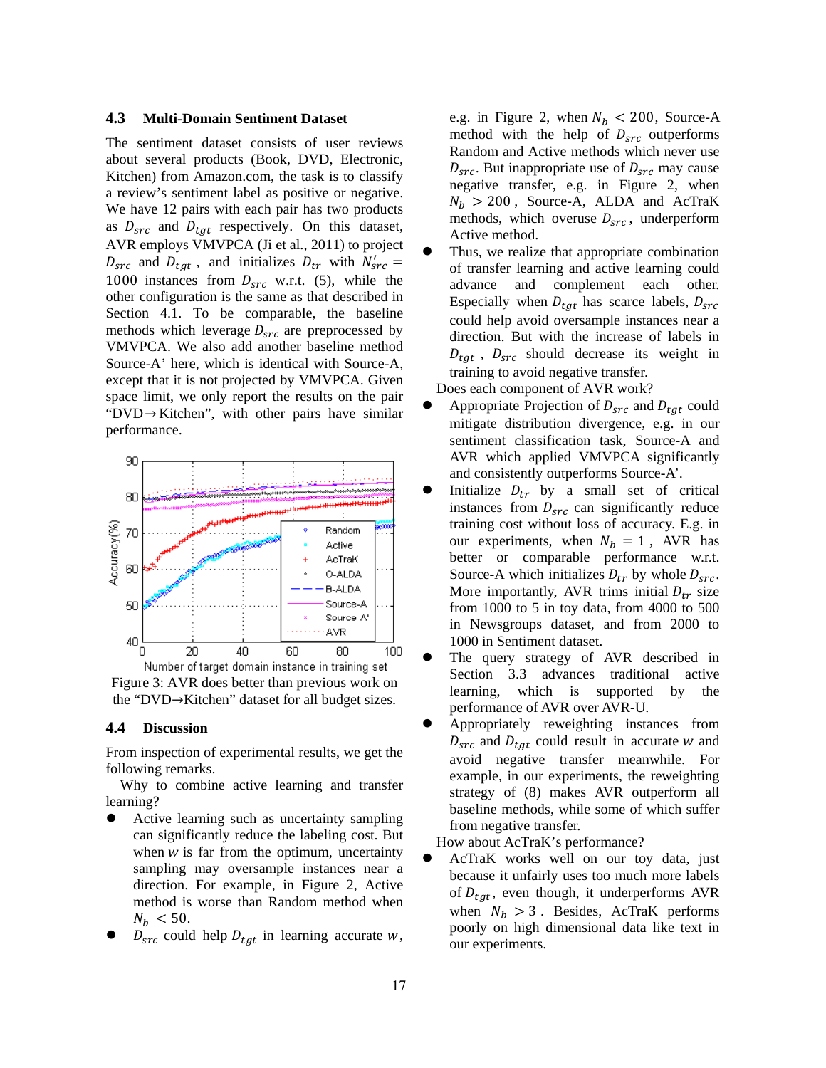### 4.3 Multi-Domain Sentiment Dataset

The sentiment dataset consists of user reviews about several products (Book, DVD, Electronic, Kitchen) from Amazon.com, the task is to classify a review's sentiment label as positive or negative. We have 12 pairs with each pair has two products as $D_{src}$ and $D_{tgt}$ respectively. On this dataset, AVR employs VMVPCA (Ji et al., 2011) to project $D_{src}$ and $D_{tgt}$, and initializes $D_{tr}$ with $N'_{src} = 1000$ instances from $D_{src}$ w.r.t. (5), while the other configuration is the same as that described in Section 4.1. To be comparable, the baseline methods which leverage $D_{src}$ are preprocessed by VMVPCA. We also add another baseline method Source-A' here, which is identical with Source-A, except that it is not projected by VMVPCA. Given space limit, we only report the results on the pair "DVD→Kitchen", with other pairs have similar performance.

Figure 3: AVR does better than previous work on the "DVD→Kitchen" dataset for all budget sizes.

### 4.4 Discussion

From inspection of experimental results, we get the following remarks.

Why to combine active learning and transfer learning?

- Active learning such as uncertainty sampling can significantly reduce the labeling cost. But when $w$ is far from the optimum, uncertainty sampling may oversample instances near a direction. For example, in Figure 2, Active method is worse than Random method when $N_b < 50$.
- $D_{src}$ could help $D_{tgt}$ in learning accurate $w$, e.g. in Figure 2, when $N_b < 200$, Source-A method with the help of $D_{src}$ outperforms Random and Active methods which never use $D_{src}$. But inappropriate use of $D_{src}$ may cause negative transfer, e.g. in Figure 2, when $N_b > 200$, Source-A, ALDA and AcTraK methods, which overuse $D_{src}$, underperform Active method.
- Thus, we realize that appropriate combination of transfer learning and active learning could advance and complement each other. Especially when $D_{tgt}$ has scarce labels, $D_{src}$ could help avoid oversample instances near a direction. But with the increase of labels in $D_{tgt}$, $D_{src}$ should decrease its weight in training to avoid negative transfer.

Does each component of AVR work?

- Appropriate Projection of $D_{src}$ and $D_{tgt}$ could mitigate distribution divergence, e.g. in our sentiment classification task, Source-A and AVR which applied VMVPCA significantly and consistently outperforms Source-A'.
- Initialize $D_{tr}$ by a small set of critical instances from $D_{src}$ can significantly reduce training cost without loss of accuracy. E.g. in our experiments, when $N_b = 1$, AVR has better or comparable performance w.r.t. Source-A which initializes $D_{tr}$ by whole $D_{src}$. More importantly, AVR trims initial $D_{tr}$ size from 1000 to 5 in toy data, from 4000 to 500 in Newsgroups dataset, and from 2000 to 1000 in Sentiment dataset.
- The query strategy of AVR described in Section 3.3 advances traditional active learning, which is supported by the performance of AVR over AVR-U.
- Appropriately reweighting instances from $D_{src}$ and $D_{tgt}$ could result in accurate $w$ and avoid negative transfer meanwhile. For example, in our experiments, the reweighting strategy of (8) makes AVR outperform all baseline methods, while some of which suffer from negative transfer.

How about AcTraK's performance?

- AcTraK works well on our toy data, just because it unfairly uses too much more labels of $D_{tgt}$, even though, it underperforms AVR when $N_b > 3$. Besides, AcTraK performs poorly on high dimensional data like text in our experiments.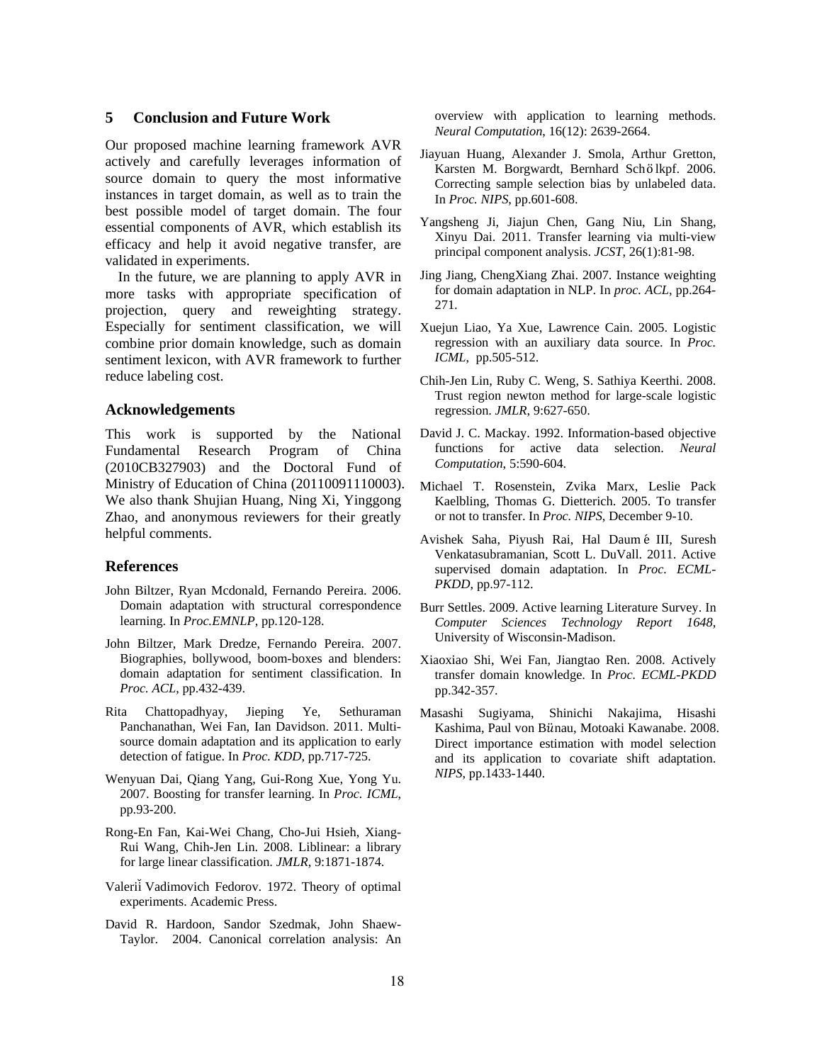## 5 Conclusion and Future Work

Our proposed machine learning framework AVR actively and carefully leverages information of source domain to query the most informative instances in target domain, as well as to train the best possible model of target domain. The four essential components of AVR, which establish its efficacy and help it avoid negative transfer, are validated in experiments.

In the future, we are planning to apply AVR in more tasks with appropriate specification of projection, query and reweighting strategy. Especially for sentiment classification, we will combine prior domain knowledge, such as domain sentiment lexicon, with AVR framework to further reduce labeling cost.

## Acknowledgements

This work is supported by the National Fundamental Research Program of China (2010CB327903) and the Doctoral Fund of Ministry of Education of China (20110091110003). We also thank Shujian Huang, Ning Xi, Yinggong Zhao, and anonymous reviewers for their greatly helpful comments.

## References

John Biltzer, Ryan Mcdonald, Fernando Pereira. 2006. Domain adaptation with structural correspondence learning. In *Proc.EMNLP*, pp.120-128.

John Biltzer, Mark Dredze, Fernando Pereira. 2007. Biographies, bollywood, boom-boxes and blenders: domain adaptation for sentiment classification. In *Proc. ACL*, pp.432-439.

Rita Chattopadhyay, Jieping Ye, Sethuraman Panchanathan, Wei Fan, Ian Davidson. 2011. Multi-source domain adaptation and its application to early detection of fatigue. In *Proc. KDD*, pp.717-725.

Wenyuan Dai, Qiang Yang, Gui-Rong Xue, Yong Yu. 2007. Boosting for transfer learning. In *Proc. ICML*, pp.93-200.

Rong-En Fan, Kai-Wei Chang, Cho-Jui Hsieh, Xiang-Rui Wang, Chih-Jen Lin. 2008. Liblinear: a library for large linear classification. *JMLR*, 9:1871-1874.

Valeriǐ Vadimovich Fedorov. 1972. Theory of optimal experiments. Academic Press.

David R. Hardoon, Sandor Szedmak, John Shaew-Taylor. 2004. Canonical correlation analysis: An overview with application to learning methods. *Neural Computation*, 16(12): 2639-2664.

Jiayuan Huang, Alexander J. Smola, Arthur Gretton, Karsten M. Borgwardt, Bernhard Schölkpf. 2006. Correcting sample selection bias by unlabeled data. In *Proc. NIPS*, pp.601-608.

Yangsheng Ji, Jiajun Chen, Gang Niu, Lin Shang, Xinyu Dai. 2011. Transfer learning via multi-view principal component analysis. *JCST*, 26(1):81-98.

Jing Jiang, ChengXiang Zhai. 2007. Instance weighting for domain adaptation in NLP. In *proc. ACL*, pp.264-271.

Xuejun Liao, Ya Xue, Lawrence Cain. 2005. Logistic regression with an auxiliary data source. In *Proc. ICML*, pp.505-512.

Chih-Jen Lin, Ruby C. Weng, S. Sathiya Keerthi. 2008. Trust region newton method for large-scale logistic regression. *JMLR*, 9:627-650.

David J. C. Mackay. 1992. Information-based objective functions for active data selection. *Neural Computation*, 5:590-604.

Michael T. Rosenstein, Zvika Marx, Leslie Pack Kaelbling, Thomas G. Dietterich. 2005. To transfer or not to transfer. In *Proc. NIPS*, December 9-10.

Avishek Saha, Piyush Rai, Hal Daumé III, Suresh Venkatasubramanian, Scott L. DuVall. 2011. Active supervised domain adaptation. In *Proc. ECML-PKDD*, pp.97-112.

Burr Settles. 2009. Active learning Literature Survey. In *Computer Sciences Technology Report 1648*, University of Wisconsin-Madison.

Xiaoxiao Shi, Wei Fan, Jiangtao Ren. 2008. Actively transfer domain knowledge. In *Proc. ECML-PKDD* pp.342-357.

Masashi Sugiyama, Shinichi Nakajima, Hisashi Kashima, Paul von Bǚnau, Motoaki Kawanabe. 2008. Direct importance estimation with model selection and its application to covariate shift adaptation. *NIPS*, pp.1433-1440.